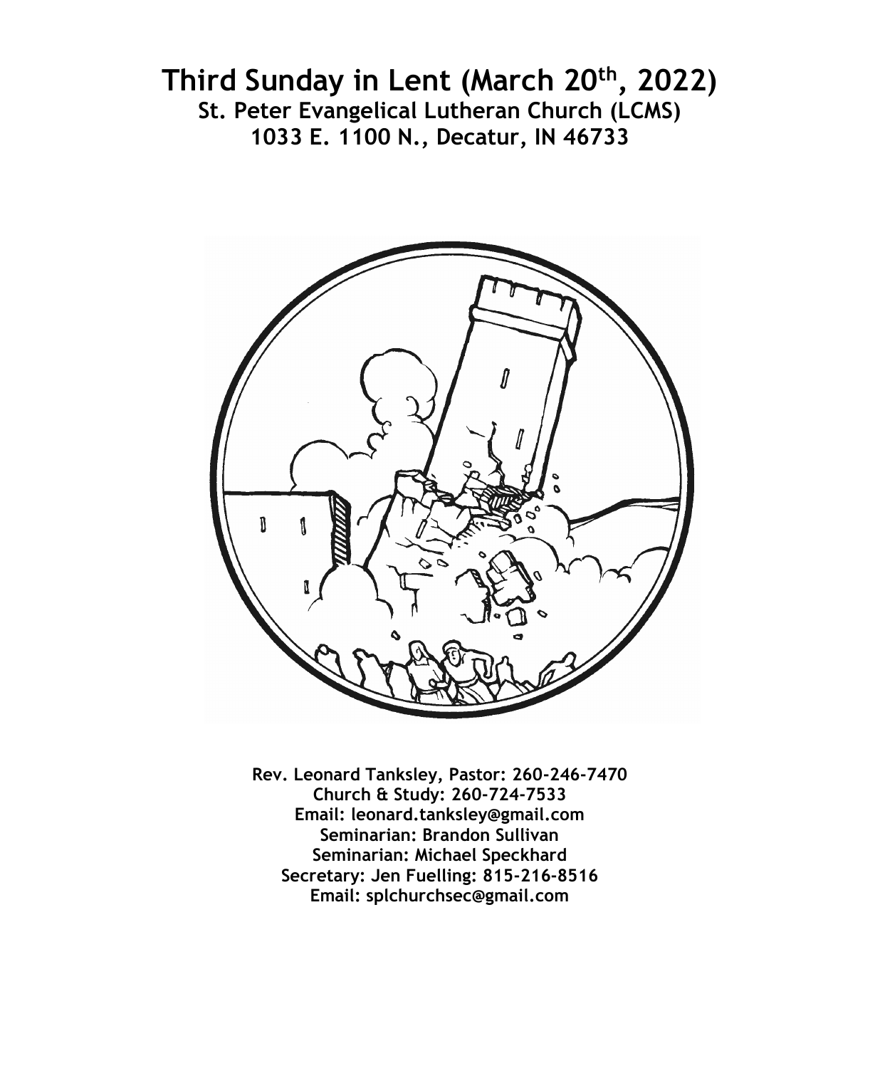# Third Sunday in Lent (March 20th, 2022)

## St. Peter Evangelical Lutheran Church (LCMS)

## 1033 E. 1100 N., Decatur, IN 46733

**Rev. Leonard Tanksley, Pastor: 260-246-7470**
**Church & Study: 260-724-7533**
**Email: leonard.tanksley@gmail.com**
**Seminarian: Brandon Sullivan**
**Seminarian: Michael Speckhard**
**Secretary: Jen Fuelling: 815-216-8516**
**Email: splchurchsec@gmail.com**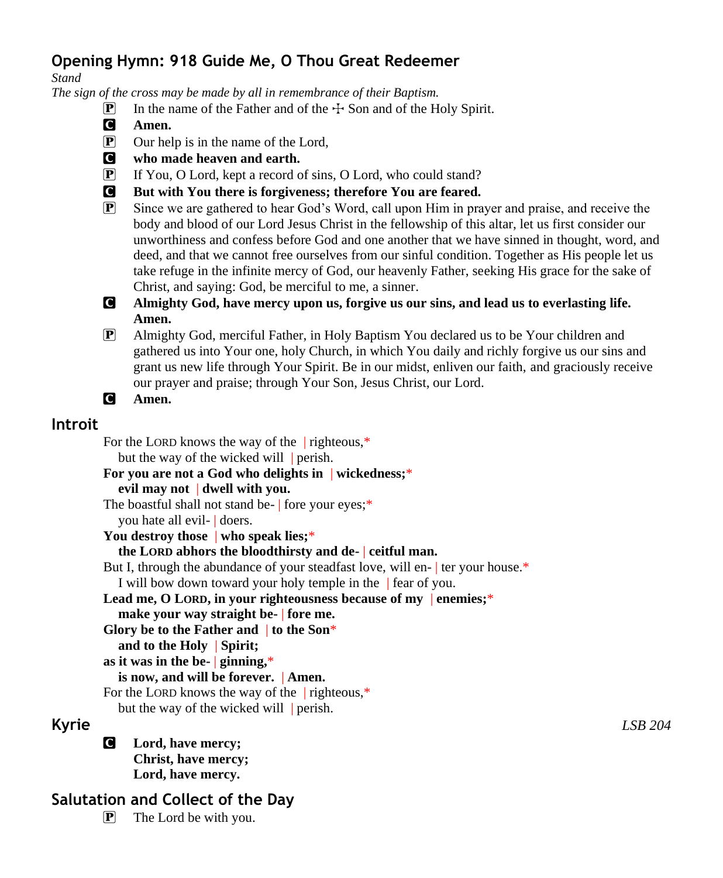## Opening Hymn: 918 Guide Me, O Thou Great Redeemer

*Stand*

*The sign of the cross may be made by all in remembrance of their Baptism.*

P In the name of the Father and of the ☩ Son and of the Holy Spirit.

C **Amen.**

P Our help is in the name of the Lord,

C **who made heaven and earth.**

P If You, O Lord, kept a record of sins, O Lord, who could stand?

C **But with You there is forgiveness; therefore You are feared.**

P Since we are gathered to hear God's Word, call upon Him in prayer and praise, and receive the body and blood of our Lord Jesus Christ in the fellowship of this altar, let us first consider our unworthiness and confess before God and one another that we have sinned in thought, word, and deed, and that we cannot free ourselves from our sinful condition. Together as His people let us take refuge in the infinite mercy of God, our heavenly Father, seeking His grace for the sake of Christ, and saying: God, be merciful to me, a sinner.

C **Almighty God, have mercy upon us, forgive us our sins, and lead us to everlasting life. Amen.**

P Almighty God, merciful Father, in Holy Baptism You declared us to be Your children and gathered us into Your one, holy Church, in which You daily and richly forgive us our sins and grant us new life through Your Spirit. Be in our midst, enliven our faith, and graciously receive our prayer and praise; through Your Son, Jesus Christ, our Lord.

C **Amen.**

## Introit

For the LORD knows the way of the | righteous,*
 but the way of the wicked will | perish.
**For you are not a God who delights in | wickedness;***
 **evil may not | dwell with you.**
The boastful shall not stand be- | fore your eyes;*
 you hate all evil- | doers.
**You destroy those | who speak lies;***
 **the LORD abhors the bloodthirsty and de- | ceitful man.**
But I, through the abundance of your steadfast love, will en- | ter your house.*
 I will bow down toward your holy temple in the | fear of you.
**Lead me, O LORD, in your righteousness because of my | enemies;***
 **make your way straight be- | fore me.**
**Glory be to the Father and | to the Son***
 **and to the Holy | Spirit;**
**as it was in the be- | ginning,***
 **is now, and will be forever. | Amen.**
For the LORD knows the way of the | righteous,*
 but the way of the wicked will | perish.

## Kyrie

*LSB 204*

C **Lord, have mercy;**
 **Christ, have mercy;**
 **Lord, have mercy.**

## Salutation and Collect of the Day

P The Lord be with you.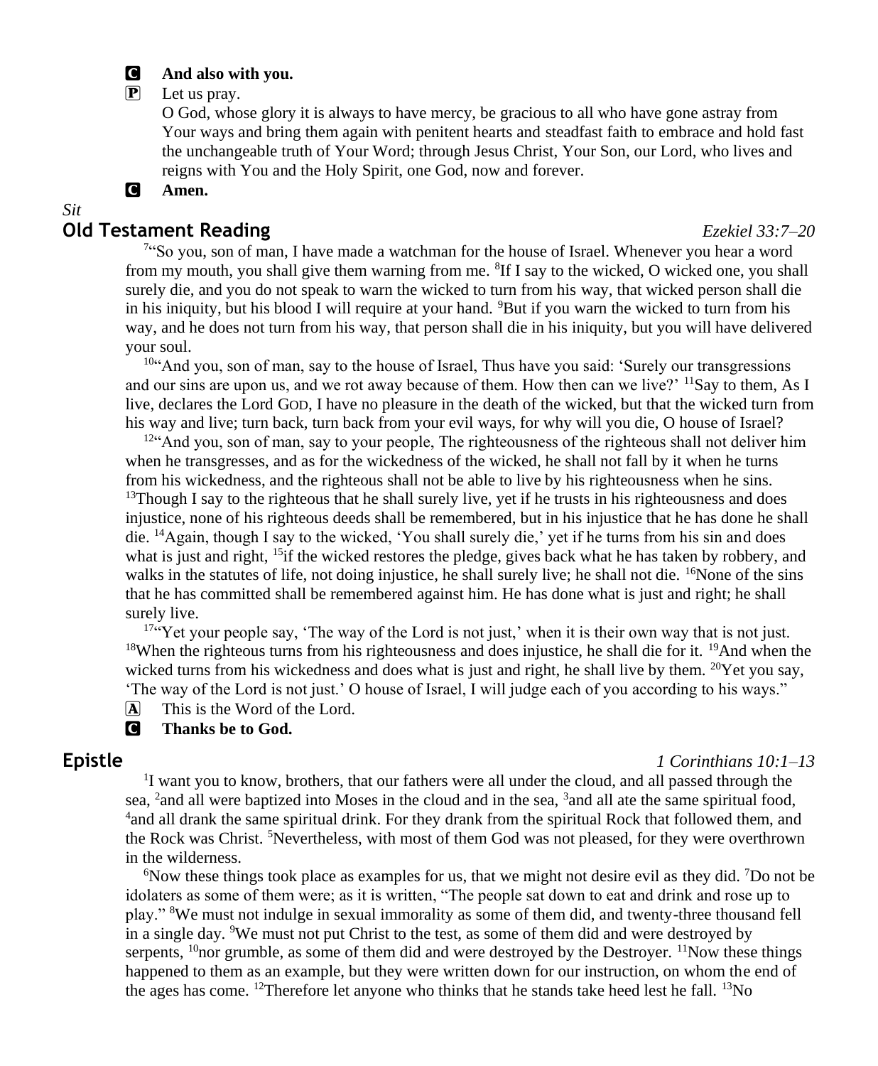**C** **And also with you.**

**P** Let us pray.

O God, whose glory it is always to have mercy, be gracious to all who have gone astray from Your ways and bring them again with penitent hearts and steadfast faith to embrace and hold fast the unchangeable truth of Your Word; through Jesus Christ, Your Son, our Lord, who lives and reigns with You and the Holy Spirit, one God, now and forever.

**C** **Amen.**

*Sit*

## Old Testament Reading *Ezekiel 33:7–20*

[7]"So you, son of man, I have made a watchman for the house of Israel. Whenever you hear a word from my mouth, you shall give them warning from me. [8]If I say to the wicked, O wicked one, you shall surely die, and you do not speak to warn the wicked to turn from his way, that wicked person shall die in his iniquity, but his blood I will require at your hand. [9]But if you warn the wicked to turn from his way, and he does not turn from his way, that person shall die in his iniquity, but you will have delivered your soul.

[10]"And you, son of man, say to the house of Israel, Thus have you said: 'Surely our transgressions and our sins are upon us, and we rot away because of them. How then can we live?' [11]Say to them, As I live, declares the Lord GOD, I have no pleasure in the death of the wicked, but that the wicked turn from his way and live; turn back, turn back from your evil ways, for why will you die, O house of Israel?

[12]"And you, son of man, say to your people, The righteousness of the righteous shall not deliver him when he transgresses, and as for the wickedness of the wicked, he shall not fall by it when he turns from his wickedness, and the righteous shall not be able to live by his righteousness when he sins. [13]Though I say to the righteous that he shall surely live, yet if he trusts in his righteousness and does injustice, none of his righteous deeds shall be remembered, but in his injustice that he has done he shall die. [14]Again, though I say to the wicked, 'You shall surely die,' yet if he turns from his sin and does what is just and right, [15]if the wicked restores the pledge, gives back what he has taken by robbery, and walks in the statutes of life, not doing injustice, he shall surely live; he shall not die. [16]None of the sins that he has committed shall be remembered against him. He has done what is just and right; he shall surely live.

[17]"Yet your people say, 'The way of the Lord is not just,' when it is their own way that is not just. [18]When the righteous turns from his righteousness and does injustice, he shall die for it. [19]And when the wicked turns from his wickedness and does what is just and right, he shall live by them. [20]Yet you say, 'The way of the Lord is not just.' O house of Israel, I will judge each of you according to his ways."

**A** This is the Word of the Lord.

**C** **Thanks be to God.**

## Epistle *1 Corinthians 10:1–13*

[1]I want you to know, brothers, that our fathers were all under the cloud, and all passed through the sea, [2]and all were baptized into Moses in the cloud and in the sea, [3]and all ate the same spiritual food, [4]and all drank the same spiritual drink. For they drank from the spiritual Rock that followed them, and the Rock was Christ. [5]Nevertheless, with most of them God was not pleased, for they were overthrown in the wilderness.

[6]Now these things took place as examples for us, that we might not desire evil as they did. [7]Do not be idolaters as some of them were; as it is written, "The people sat down to eat and drink and rose up to play." [8]We must not indulge in sexual immorality as some of them did, and twenty-three thousand fell in a single day. [9]We must not put Christ to the test, as some of them did and were destroyed by serpents, [10]nor grumble, as some of them did and were destroyed by the Destroyer. [11]Now these things happened to them as an example, but they were written down for our instruction, on whom the end of the ages has come. [12]Therefore let anyone who thinks that he stands take heed lest he fall. [13]No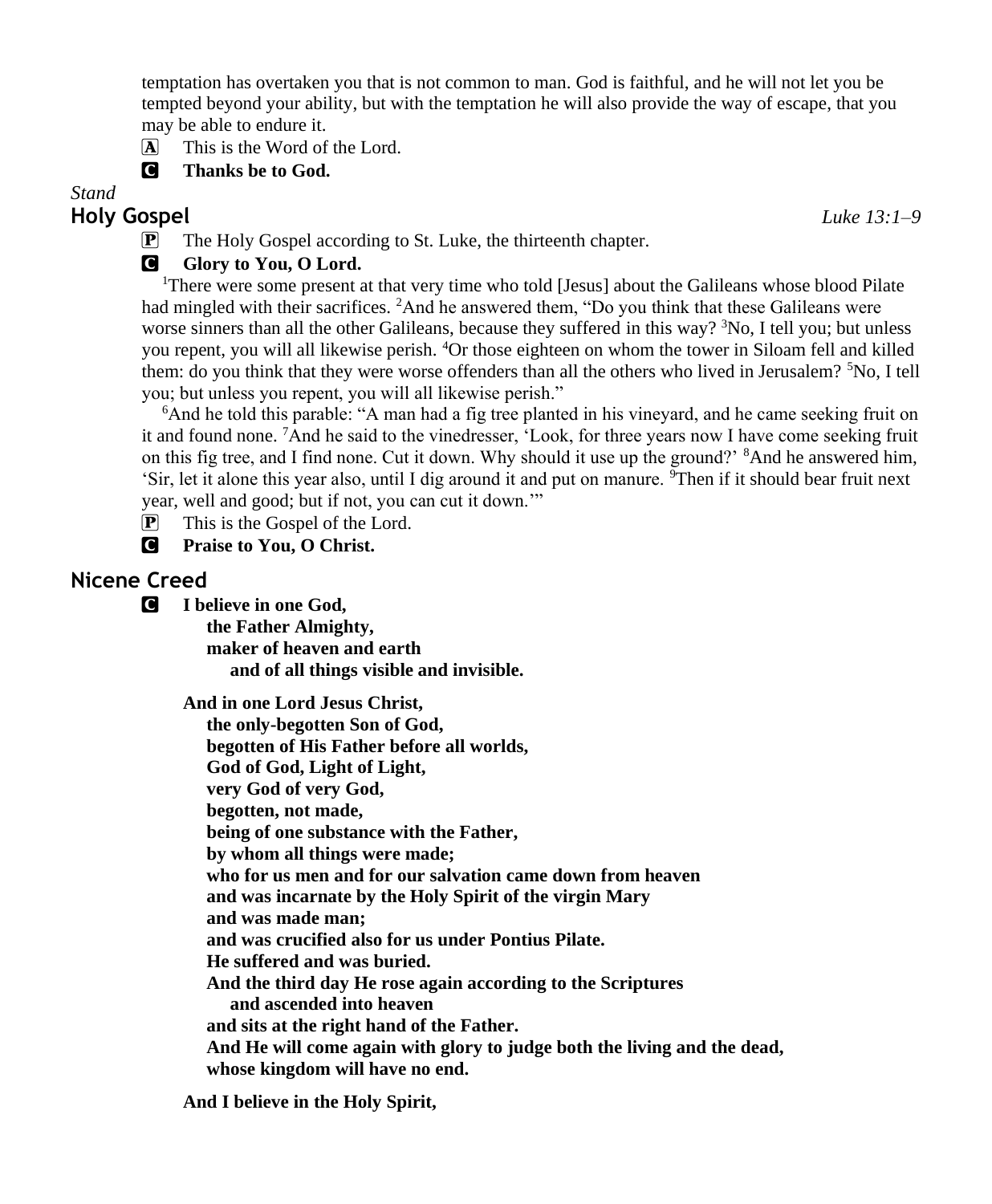temptation has overtaken you that is not common to man. God is faithful, and he will not let you be tempted beyond your ability, but with the temptation he will also provide the way of escape, that you may be able to endure it.

A This is the Word of the Lord.

C **Thanks be to God.**

*Stand*

## Holy Gospel *Luke 13:1–9*

P The Holy Gospel according to St. Luke, the thirteenth chapter.

C **Glory to You, O Lord.**

[1]There were some present at that very time who told [Jesus] about the Galileans whose blood Pilate had mingled with their sacrifices. [2]And he answered them, "Do you think that these Galileans were worse sinners than all the other Galileans, because they suffered in this way? [3]No, I tell you; but unless you repent, you will all likewise perish. [4]Or those eighteen on whom the tower in Siloam fell and killed them: do you think that they were worse offenders than all the others who lived in Jerusalem? [5]No, I tell you; but unless you repent, you will all likewise perish."

[6]And he told this parable: "A man had a fig tree planted in his vineyard, and he came seeking fruit on it and found none. [7]And he said to the vinedresser, 'Look, for three years now I have come seeking fruit on this fig tree, and I find none. Cut it down. Why should it use up the ground?' [8]And he answered him, 'Sir, let it alone this year also, until I dig around it and put on manure. [9]Then if it should bear fruit next year, well and good; but if not, you can cut it down.'"

P This is the Gospel of the Lord.

C **Praise to You, O Christ.**

## Nicene Creed

C **I believe in one God,**
**the Father Almighty,**
**maker of heaven and earth**
**and of all things visible and invisible.**

**And in one Lord Jesus Christ,**
**the only-begotten Son of God,**
**begotten of His Father before all worlds,**
**God of God, Light of Light,**
**very God of very God,**
**begotten, not made,**
**being of one substance with the Father,**
**by whom all things were made;**
**who for us men and for our salvation came down from heaven**
**and was incarnate by the Holy Spirit of the virgin Mary**
**and was made man;**
**and was crucified also for us under Pontius Pilate.**
**He suffered and was buried.**
**And the third day He rose again according to the Scriptures**
**and ascended into heaven**
**and sits at the right hand of the Father.**
**And He will come again with glory to judge both the living and the dead,**
**whose kingdom will have no end.**

**And I believe in the Holy Spirit,**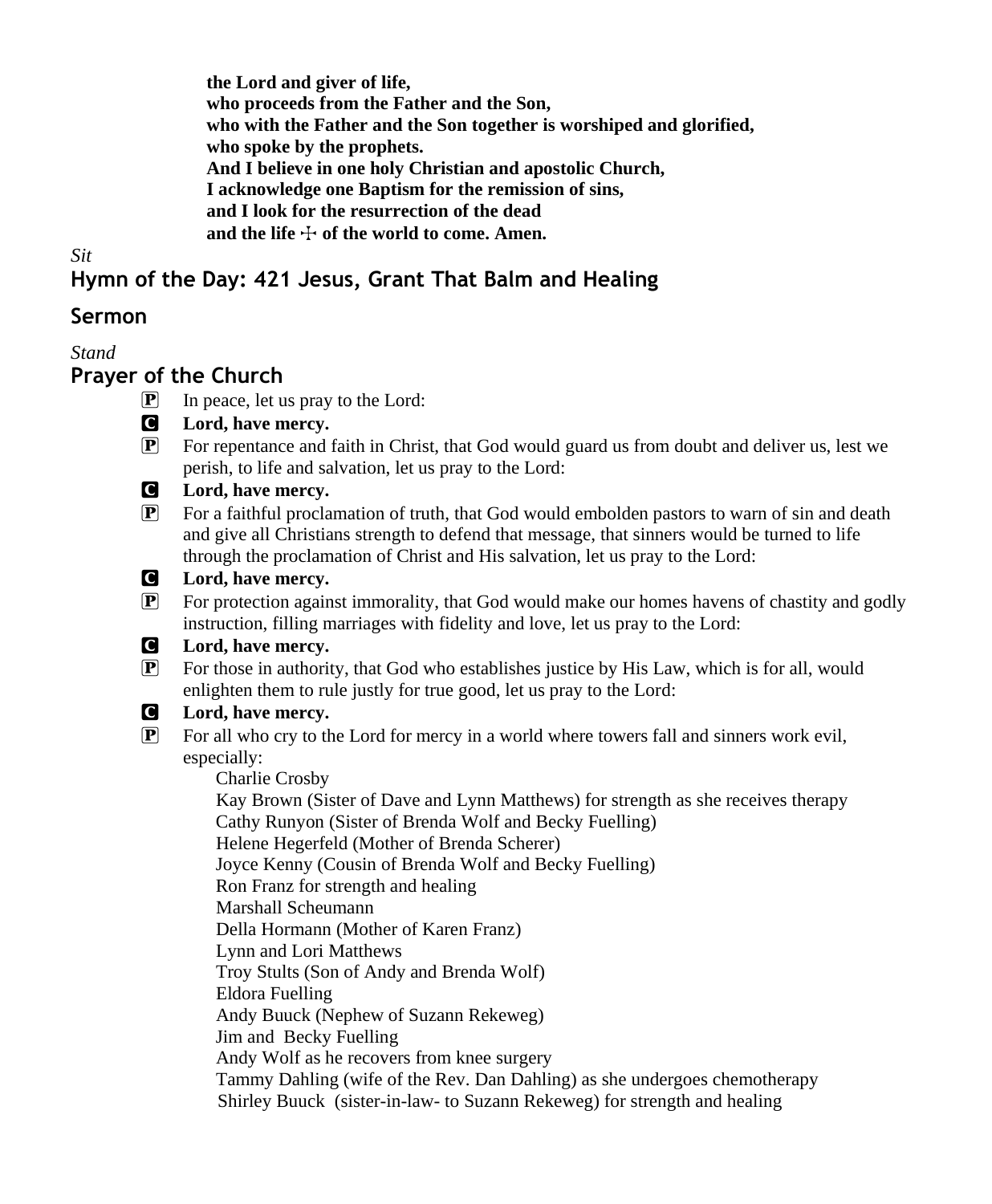**the Lord and giver of life,**
**who proceeds from the Father and the Son,**
**who with the Father and the Son together is worshiped and glorified,**
**who spoke by the prophets.**
**And I believe in one holy Christian and apostolic Church,**
**I acknowledge one Baptism for the remission of sins,**
**and I look for the resurrection of the dead**
**and the life ☩ of the world to come. Amen.**

*Sit*

## Hymn of the Day: 421 Jesus, Grant That Balm and Healing

## Sermon

*Stand*

## Prayer of the Church

P In peace, let us pray to the Lord:

C **Lord, have mercy.**

P For repentance and faith in Christ, that God would guard us from doubt and deliver us, lest we perish, to life and salvation, let us pray to the Lord:

C **Lord, have mercy.**

P For a faithful proclamation of truth, that God would embolden pastors to warn of sin and death and give all Christians strength to defend that message, that sinners would be turned to life through the proclamation of Christ and His salvation, let us pray to the Lord:

C **Lord, have mercy.**

P For protection against immorality, that God would make our homes havens of chastity and godly instruction, filling marriages with fidelity and love, let us pray to the Lord:

C **Lord, have mercy.**

P For those in authority, that God who establishes justice by His Law, which is for all, would enlighten them to rule justly for true good, let us pray to the Lord:

C **Lord, have mercy.**

P For all who cry to the Lord for mercy in a world where towers fall and sinners work evil, especially:

Charlie Crosby
Kay Brown (Sister of Dave and Lynn Matthews) for strength as she receives therapy
Cathy Runyon (Sister of Brenda Wolf and Becky Fuelling)
Helene Hegerfeld (Mother of Brenda Scherer)
Joyce Kenny (Cousin of Brenda Wolf and Becky Fuelling)
Ron Franz for strength and healing
Marshall Scheumann
Della Hormann (Mother of Karen Franz)
Lynn and Lori Matthews
Troy Stults (Son of Andy and Brenda Wolf)
Eldora Fuelling
Andy Buuck (Nephew of Suzann Rekeweg)
Jim and Becky Fuelling
Andy Wolf as he recovers from knee surgery
Tammy Dahling (wife of the Rev. Dan Dahling) as she undergoes chemotherapy
Shirley Buuck (sister-in-law- to Suzann Rekeweg) for strength and healing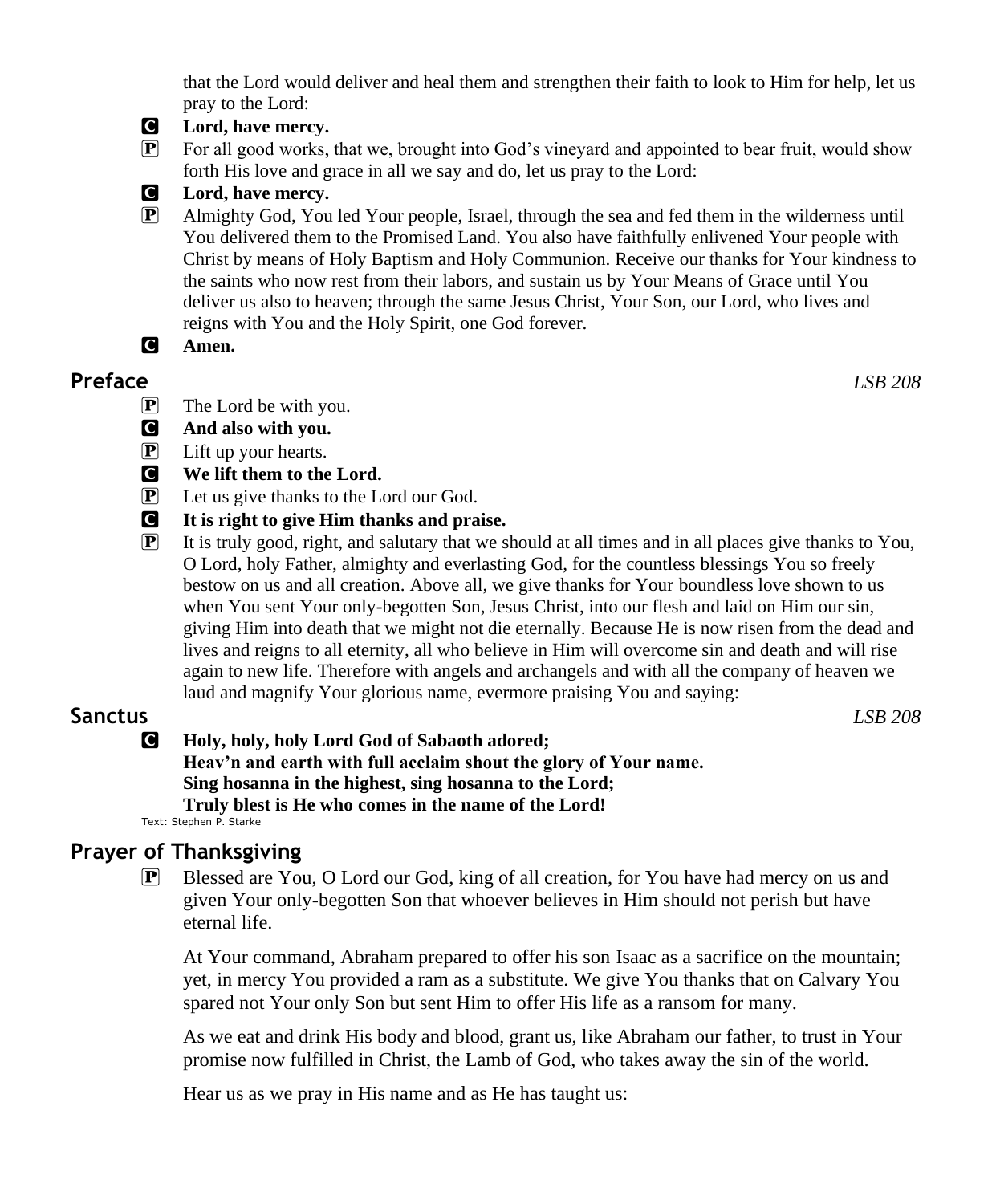that the Lord would deliver and heal them and strengthen their faith to look to Him for help, let us pray to the Lord:

**C** **Lord, have mercy.**

**P** For all good works, that we, brought into God's vineyard and appointed to bear fruit, would show forth His love and grace in all we say and do, let us pray to the Lord:

**C** **Lord, have mercy.**

**P** Almighty God, You led Your people, Israel, through the sea and fed them in the wilderness until You delivered them to the Promised Land. You also have faithfully enlivened Your people with Christ by means of Holy Baptism and Holy Communion. Receive our thanks for Your kindness to the saints who now rest from their labors, and sustain us by Your Means of Grace until You deliver us also to heaven; through the same Jesus Christ, Your Son, our Lord, who lives and reigns with You and the Holy Spirit, one God forever.

**C** **Amen.**

## Preface *LSB 208*

**P** The Lord be with you.

**C** **And also with you.**

**P** Lift up your hearts.

**C** **We lift them to the Lord.**

**P** Let us give thanks to the Lord our God.

**C** **It is right to give Him thanks and praise.**

**P** It is truly good, right, and salutary that we should at all times and in all places give thanks to You, O Lord, holy Father, almighty and everlasting God, for the countless blessings You so freely bestow on us and all creation. Above all, we give thanks for Your boundless love shown to us when You sent Your only-begotten Son, Jesus Christ, into our flesh and laid on Him our sin, giving Him into death that we might not die eternally. Because He is now risen from the dead and lives and reigns to all eternity, all who believe in Him will overcome sin and death and will rise again to new life. Therefore with angels and archangels and with all the company of heaven we laud and magnify Your glorious name, evermore praising You and saying:

## Sanctus *LSB 208*

**C** **Holy, holy, holy Lord God of Sabaoth adored;**
**Heav'n and earth with full acclaim shout the glory of Your name.**
**Sing hosanna in the highest, sing hosanna to the Lord;**
**Truly blest is He who comes in the name of the Lord!**

Text: Stephen P. Starke

## Prayer of Thanksgiving

**P** Blessed are You, O Lord our God, king of all creation, for You have had mercy on us and given Your only-begotten Son that whoever believes in Him should not perish but have eternal life.

At Your command, Abraham prepared to offer his son Isaac as a sacrifice on the mountain; yet, in mercy You provided a ram as a substitute. We give You thanks that on Calvary You spared not Your only Son but sent Him to offer His life as a ransom for many.

As we eat and drink His body and blood, grant us, like Abraham our father, to trust in Your promise now fulfilled in Christ, the Lamb of God, who takes away the sin of the world.

Hear us as we pray in His name and as He has taught us: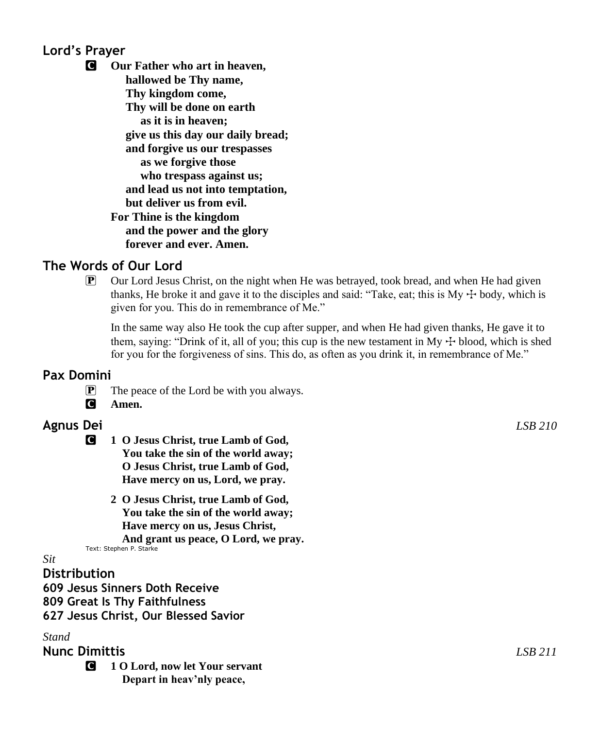## Lord's Prayer

**C** **Our Father who art in heaven,**
**hallowed be Thy name,**
**Thy kingdom come,**
**Thy will be done on earth**
**as it is in heaven;**
**give us this day our daily bread;**
**and forgive us our trespasses**
**as we forgive those**
**who trespass against us;**
**and lead us not into temptation,**
**but deliver us from evil.**
**For Thine is the kingdom**
**and the power and the glory**
**forever and ever. Amen.**

## The Words of Our Lord

**P** Our Lord Jesus Christ, on the night when He was betrayed, took bread, and when He had given thanks, He broke it and gave it to the disciples and said: "Take, eat; this is My ☩ body, which is given for you. This do in remembrance of Me."

In the same way also He took the cup after supper, and when He had given thanks, He gave it to them, saying: "Drink of it, all of you; this cup is the new testament in My ☩ blood, which is shed for you for the forgiveness of sins. This do, as often as you drink it, in remembrance of Me."

## Pax Domini

**P** The peace of the Lord be with you always.

**C** **Amen.**

## Agnus Dei *LSB 210*

**C** **1 O Jesus Christ, true Lamb of God,**
**You take the sin of the world away;**
**O Jesus Christ, true Lamb of God,**
**Have mercy on us, Lord, we pray.**

**2 O Jesus Christ, true Lamb of God,**
**You take the sin of the world away;**
**Have mercy on us, Jesus Christ,**
**And grant us peace, O Lord, we pray.**

Text: Stephen P. Starke

*Sit*

## Distribution

**609 Jesus Sinners Doth Receive**
**809 Great Is Thy Faithfulness**
**627 Jesus Christ, Our Blessed Savior**

*Stand*

## Nunc Dimittis *LSB 211*

**C** **1 O Lord, now let Your servant**
**Depart in heav'nly peace,**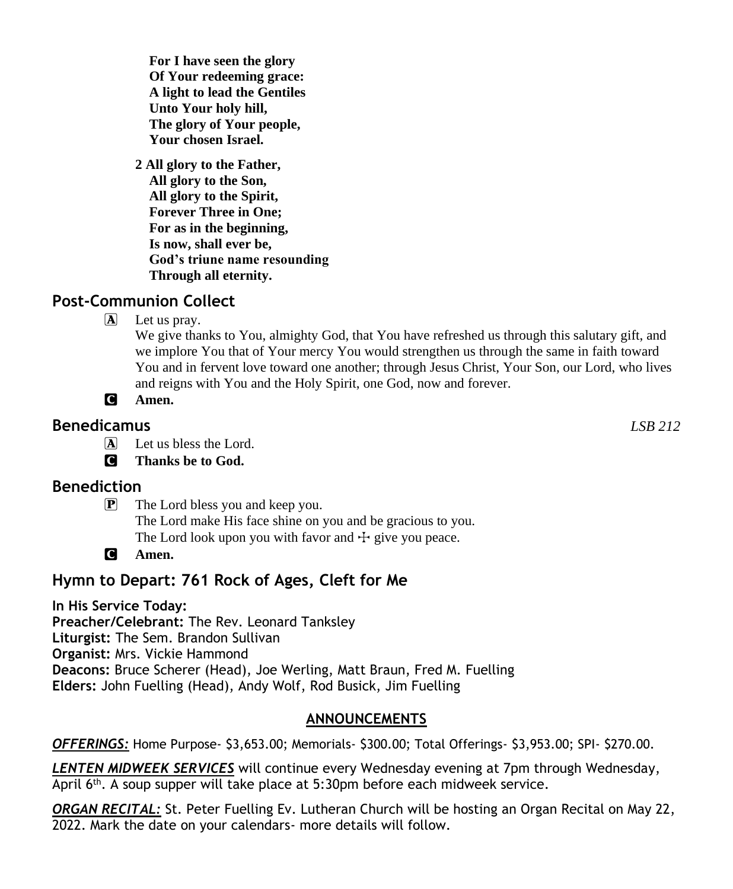**For I have seen the glory**
**Of Your redeeming grace:**
**A light to lead the Gentiles**
**Unto Your holy hill,**
**The glory of Your people,**
**Your chosen Israel.**

**2 All glory to the Father,**
**All glory to the Son,**
**All glory to the Spirit,**
**Forever Three in One;**
**For as in the beginning,**
**Is now, shall ever be,**
**God's triune name resounding**
**Through all eternity.**

## Post-Communion Collect

A Let us pray.
We give thanks to You, almighty God, that You have refreshed us through this salutary gift, and we implore You that of Your mercy You would strengthen us through the same in faith toward You and in fervent love toward one another; through Jesus Christ, Your Son, our Lord, who lives and reigns with You and the Holy Spirit, one God, now and forever.

C **Amen.**

## Benedicamus *LSB 212*

A Let us bless the Lord.

C **Thanks be to God.**

## Benediction

P The Lord bless you and keep you.
The Lord make His face shine on you and be gracious to you.
The Lord look upon you with favor and ☩ give you peace.

C **Amen.**

## Hymn to Depart: 761 Rock of Ages, Cleft for Me

**In His Service Today:**
**Preacher/Celebrant:** The Rev. Leonard Tanksley
**Liturgist:** The Sem. Brandon Sullivan
**Organist:** Mrs. Vickie Hammond
**Deacons:** Bruce Scherer (Head), Joe Werling, Matt Braun, Fred M. Fuelling
**Elders:** John Fuelling (Head), Andy Wolf, Rod Busick, Jim Fuelling

## ANNOUNCEMENTS

***OFFERINGS:*** Home Purpose- $3,653.00; Memorials- $300.00; Total Offerings- $3,953.00; SPI- $270.00.

***LENTEN MIDWEEK SERVICES*** will continue every Wednesday evening at 7pm through Wednesday, April 6th. A soup supper will take place at 5:30pm before each midweek service.

***ORGAN RECITAL:*** St. Peter Fuelling Ev. Lutheran Church will be hosting an Organ Recital on May 22, 2022. Mark the date on your calendars- more details will follow.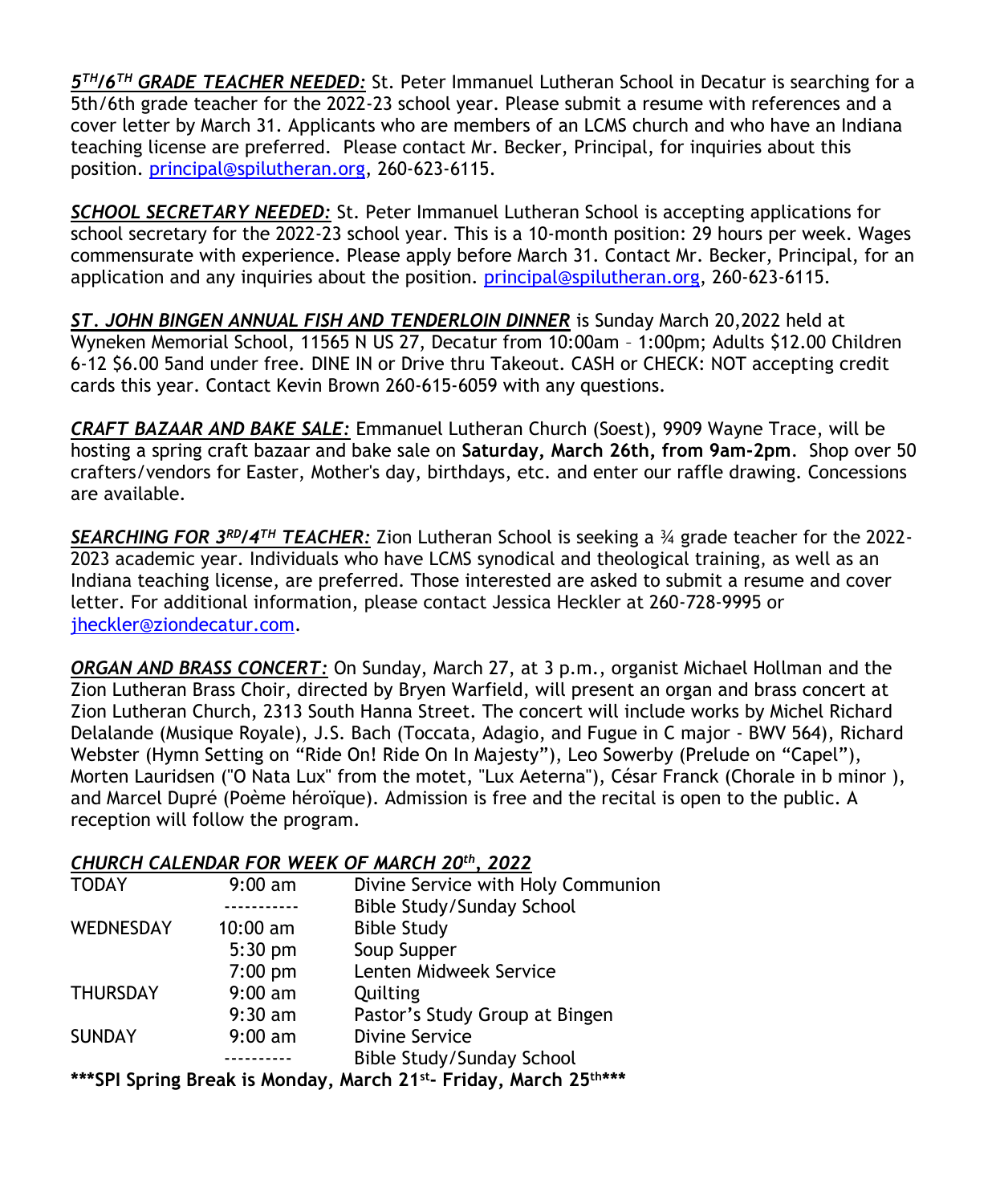***5TH/6TH GRADE TEACHER NEEDED:*** St. Peter Immanuel Lutheran School in Decatur is searching for a 5th/6th grade teacher for the 2022-23 school year. Please submit a resume with references and a cover letter by March 31. Applicants who are members of an LCMS church and who have an Indiana teaching license are preferred. Please contact Mr. Becker, Principal, for inquiries about this position. principal@spilutheran.org, 260-623-6115.

***SCHOOL SECRETARY NEEDED:*** St. Peter Immanuel Lutheran School is accepting applications for school secretary for the 2022-23 school year. This is a 10-month position: 29 hours per week. Wages commensurate with experience. Please apply before March 31. Contact Mr. Becker, Principal, for an application and any inquiries about the position. principal@spilutheran.org, 260-623-6115.

***ST. JOHN BINGEN ANNUAL FISH AND TENDERLOIN DINNER*** is Sunday March 20,2022 held at Wyneken Memorial School, 11565 N US 27, Decatur from 10:00am – 1:00pm; Adults $12.00 Children 6-12 $6.00 5and under free. DINE IN or Drive thru Takeout. CASH or CHECK: NOT accepting credit cards this year. Contact Kevin Brown 260-615-6059 with any questions.

***CRAFT BAZAAR AND BAKE SALE:*** Emmanuel Lutheran Church (Soest), 9909 Wayne Trace, will be hosting a spring craft bazaar and bake sale on **Saturday, March 26th, from 9am-2pm**. Shop over 50 crafters/vendors for Easter, Mother's day, birthdays, etc. and enter our raffle drawing. Concessions are available.

***SEARCHING FOR 3RD/4TH TEACHER:*** Zion Lutheran School is seeking a ¾ grade teacher for the 2022-2023 academic year. Individuals who have LCMS synodical and theological training, as well as an Indiana teaching license, are preferred. Those interested are asked to submit a resume and cover letter. For additional information, please contact Jessica Heckler at 260-728-9995 or jheckler@ziondecatur.com.

***ORGAN AND BRASS CONCERT:*** On Sunday, March 27, at 3 p.m., organist Michael Hollman and the Zion Lutheran Brass Choir, directed by Bryen Warfield, will present an organ and brass concert at Zion Lutheran Church, 2313 South Hanna Street. The concert will include works by Michel Richard Delalande (Musique Royale), J.S. Bach (Toccata, Adagio, and Fugue in C major - BWV 564), Richard Webster (Hymn Setting on "Ride On! Ride On In Majesty"), Leo Sowerby (Prelude on "Capel"), Morten Lauridsen ("O Nata Lux" from the motet, "Lux Aeterna"), César Franck (Chorale in b minor ), and Marcel Dupré (Poème héroïque). Admission is free and the recital is open to the public. A reception will follow the program.

***CHURCH CALENDAR FOR WEEK OF MARCH 20th, 2022***

| | | |
|---|---|---|
| TODAY | 9:00 am | Divine Service with Holy Communion |
| | ----------- | Bible Study/Sunday School |
| WEDNESDAY | 10:00 am | Bible Study |
| | 5:30 pm | Soup Supper |
| | 7:00 pm | Lenten Midweek Service |
| THURSDAY | 9:00 am | Quilting |
| | 9:30 am | Pastor's Study Group at Bingen |
| SUNDAY | 9:00 am | Divine Service |
| | ---------- | Bible Study/Sunday School |

**\*\*\*SPI Spring Break is Monday, March 21st- Friday, March 25th\*\*\***